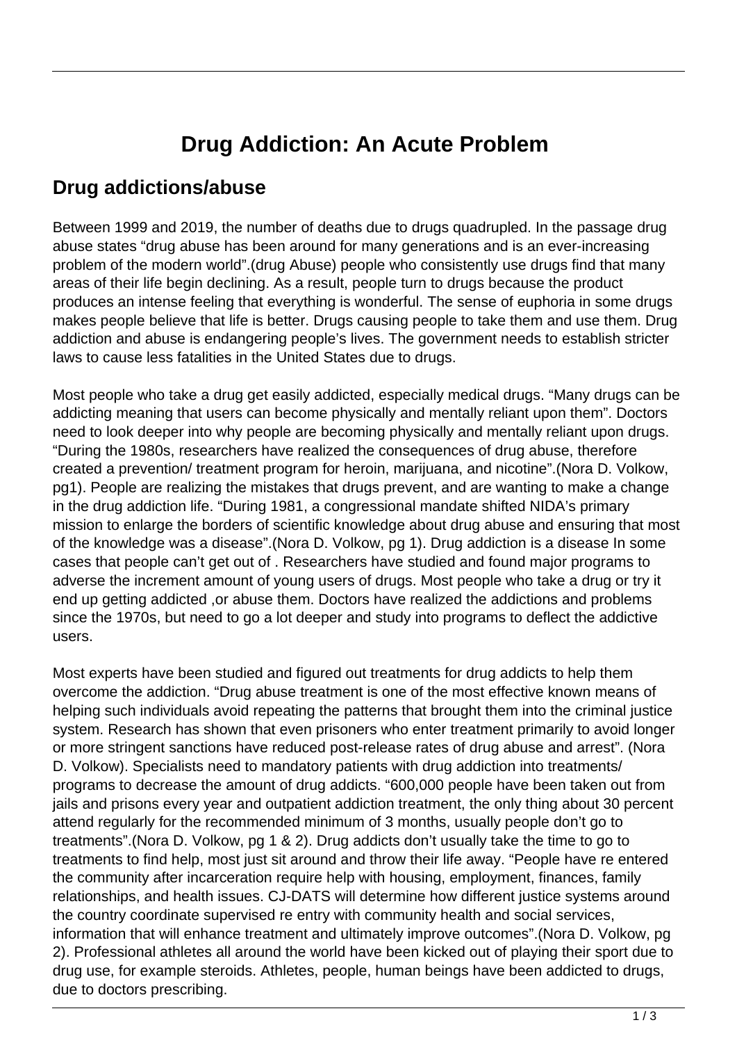# Drug Addiction: An Acute Problem

## Drug addictions/abuse

Between 1999 and 2019, the number of deaths due to drugs quadrupled. In the passage drug abuse states "drug abuse has been around for many generations and is an ever-increasing problem of the modern world".(drug Abuse) people who consistently use drugs find that many areas of their life begin declining. As a result, people turn to drugs because the product produces an intense feeling that everything is wonderful. The sense of euphoria in some drugs makes people believe that life is better. Drugs causing people to take them and use them. Drug addiction and abuse is endangering people's lives. The government needs to establish stricter laws to cause less fatalities in the United States due to drugs.

Most people who take a drug get easily addicted, especially medical drugs. "Many drugs can be addicting meaning that users can become physically and mentally reliant upon them". Doctors need to look deeper into why people are becoming physically and mentally reliant upon drugs. "During the 1980s, researchers have realized the consequences of drug abuse, therefore created a prevention/ treatment program for heroin, marijuana, and nicotine".(Nora D. Volkow, pg1). People are realizing the mistakes that drugs prevent, and are wanting to make a change in the drug addiction life. "During 1981, a congressional mandate shifted NIDA's primary mission to enlarge the borders of scientific knowledge about drug abuse and ensuring that most of the knowledge was a disease".(Nora D. Volkow, pg 1). Drug addiction is a disease In some cases that people can't get out of . Researchers have studied and found major programs to adverse the increment amount of young users of drugs. Most people who take a drug or try it end up getting addicted ,or abuse them. Doctors have realized the addictions and problems since the 1970s, but need to go a lot deeper and study into programs to deflect the addictive users.

Most experts have been studied and figured out treatments for drug addicts to help them overcome the addiction. "Drug abuse treatment is one of the most effective known means of helping such individuals avoid repeating the patterns that brought them into the criminal justice system. Research has shown that even prisoners who enter treatment primarily to avoid longer or more stringent sanctions have reduced post-release rates of drug abuse and arrest". (Nora D. Volkow). Specialists need to mandatory patients with drug addiction into treatments/ programs to decrease the amount of drug addicts. "600,000 people have been taken out from jails and prisons every year and outpatient addiction treatment, the only thing about 30 percent attend regularly for the recommended minimum of 3 months, usually people don't go to treatments".(Nora D. Volkow, pg 1 & 2). Drug addicts don't usually take the time to go to treatments to find help, most just sit around and throw their life away. "People have re entered the community after incarceration require help with housing, employment, finances, family relationships, and health issues. CJ-DATS will determine how different justice systems around the country coordinate supervised re entry with community health and social services, information that will enhance treatment and ultimately improve outcomes".(Nora D. Volkow, pg 2). Professional athletes all around the world have been kicked out of playing their sport due to drug use, for example steroids. Athletes, people, human beings have been addicted to drugs, due to doctors prescribing.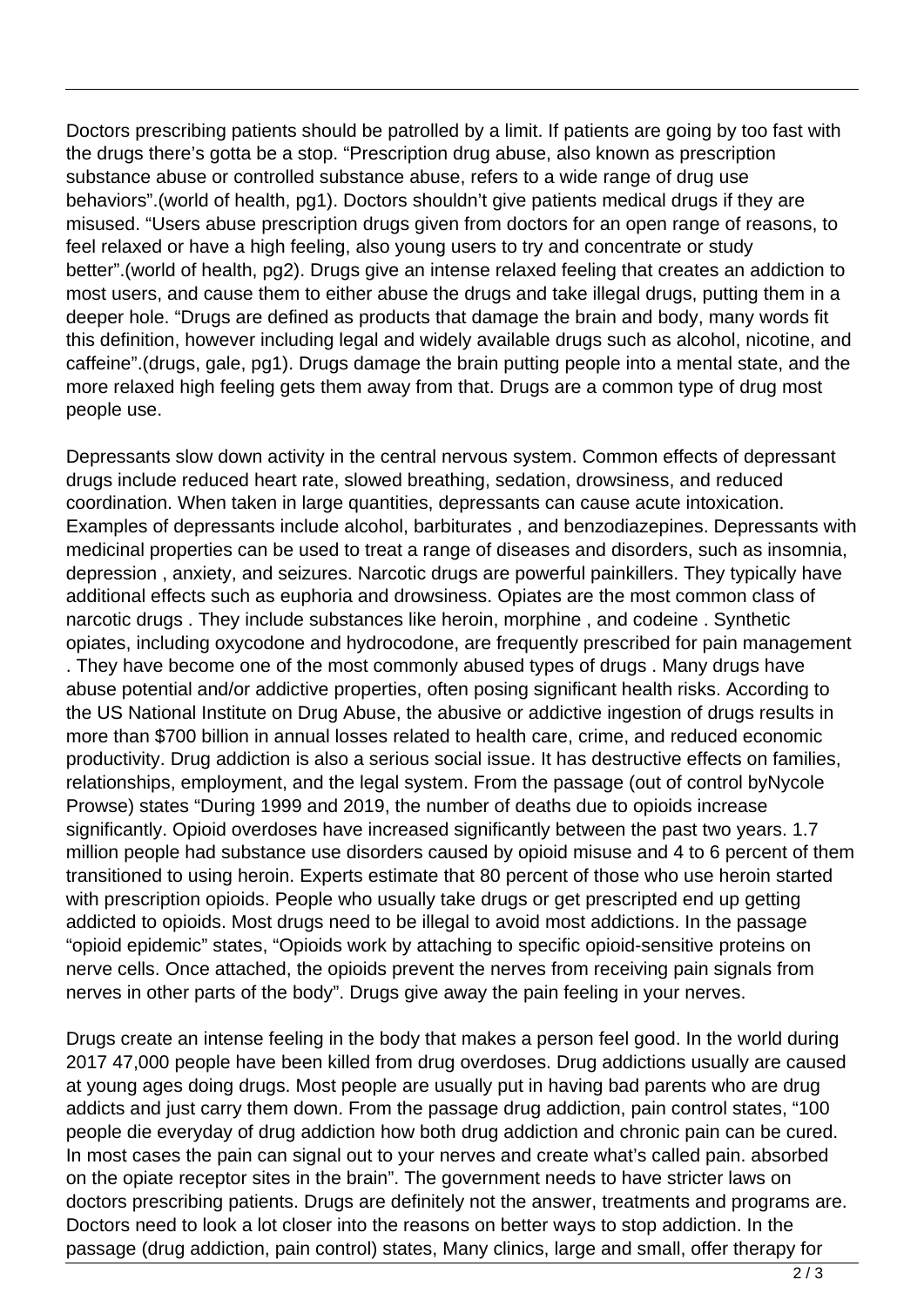Doctors prescribing patients should be patrolled by a limit. If patients are going by too fast with the drugs there's gotta be a stop. "Prescription drug abuse, also known as prescription substance abuse or controlled substance abuse, refers to a wide range of drug use behaviors".(world of health, pg1). Doctors shouldn't give patients medical drugs if they are misused. "Users abuse prescription drugs given from doctors for an open range of reasons, to feel relaxed or have a high feeling, also young users to try and concentrate or study better".(world of health, pg2). Drugs give an intense relaxed feeling that creates an addiction to most users, and cause them to either abuse the drugs and take illegal drugs, putting them in a deeper hole. "Drugs are defined as products that damage the brain and body, many words fit this definition, however including legal and widely available drugs such as alcohol, nicotine, and caffeine".(drugs, gale, pg1). Drugs damage the brain putting people into a mental state, and the more relaxed high feeling gets them away from that. Drugs are a common type of drug most people use.

Depressants slow down activity in the central nervous system. Common effects of depressant drugs include reduced heart rate, slowed breathing, sedation, drowsiness, and reduced coordination. When taken in large quantities, depressants can cause acute intoxication. Examples of depressants include alcohol, barbiturates , and benzodiazepines. Depressants with medicinal properties can be used to treat a range of diseases and disorders, such as insomnia, depression , anxiety, and seizures. Narcotic drugs are powerful painkillers. They typically have additional effects such as euphoria and drowsiness. Opiates are the most common class of narcotic drugs . They include substances like heroin, morphine , and codeine . Synthetic opiates, including oxycodone and hydrocodone, are frequently prescribed for pain management . They have become one of the most commonly abused types of drugs . Many drugs have abuse potential and/or addictive properties, often posing significant health risks. According to the US National Institute on Drug Abuse, the abusive or addictive ingestion of drugs results in more than $700 billion in annual losses related to health care, crime, and reduced economic productivity. Drug addiction is also a serious social issue. It has destructive effects on families, relationships, employment, and the legal system. From the passage (out of control byNycole Prowse) states "During 1999 and 2019, the number of deaths due to opioids increase significantly. Opioid overdoses have increased significantly between the past two years. 1.7 million people had substance use disorders caused by opioid misuse and 4 to 6 percent of them transitioned to using heroin. Experts estimate that 80 percent of those who use heroin started with prescription opioids. People who usually take drugs or get prescripted end up getting addicted to opioids. Most drugs need to be illegal to avoid most addictions. In the passage "opioid epidemic" states, "Opioids work by attaching to specific opioid-sensitive proteins on nerve cells. Once attached, the opioids prevent the nerves from receiving pain signals from nerves in other parts of the body". Drugs give away the pain feeling in your nerves.

Drugs create an intense feeling in the body that makes a person feel good. In the world during 2017 47,000 people have been killed from drug overdoses. Drug addictions usually are caused at young ages doing drugs. Most people are usually put in having bad parents who are drug addicts and just carry them down. From the passage drug addiction, pain control states, "100 people die everyday of drug addiction how both drug addiction and chronic pain can be cured. In most cases the pain can signal out to your nerves and create what's called pain. absorbed on the opiate receptor sites in the brain". The government needs to have stricter laws on doctors prescribing patients. Drugs are definitely not the answer, treatments and programs are. Doctors need to look a lot closer into the reasons on better ways to stop addiction. In the passage (drug addiction, pain control) states, Many clinics, large and small, offer therapy for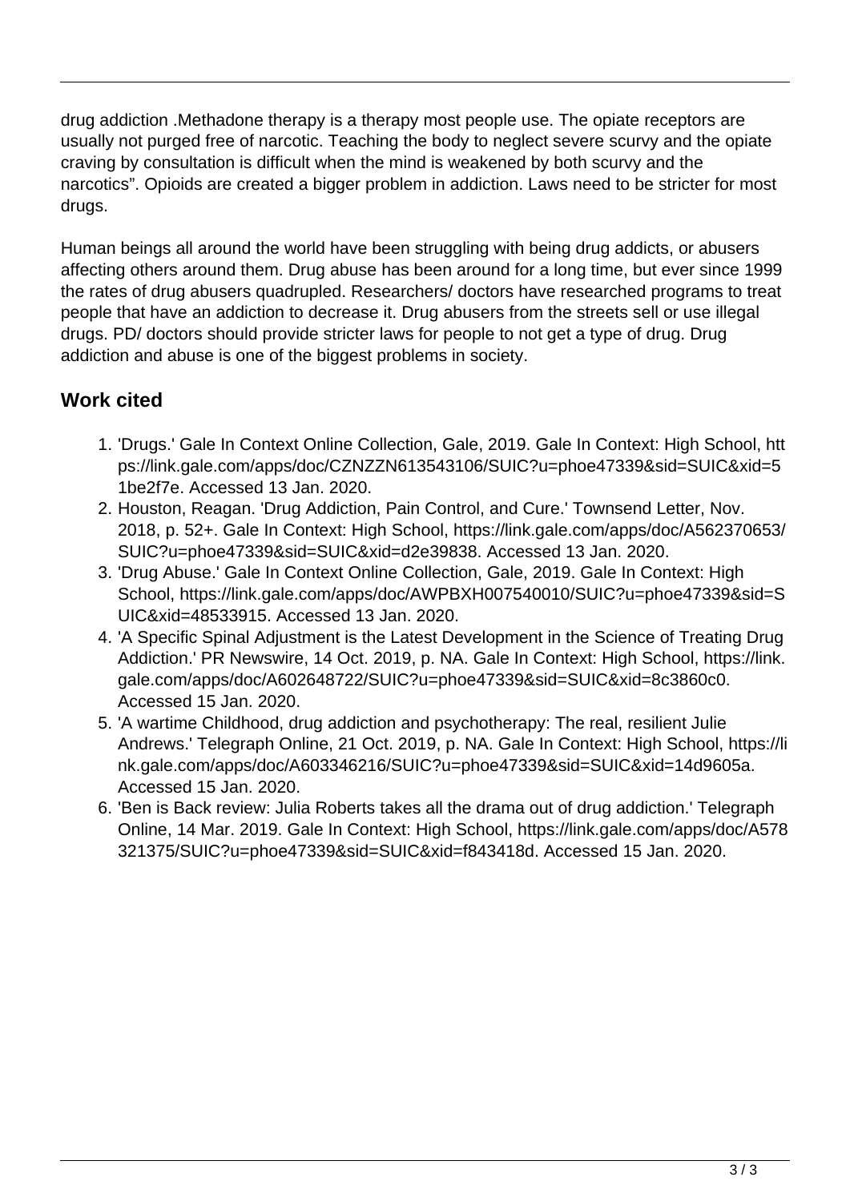drug addiction .Methadone therapy is a therapy most people use. The opiate receptors are usually not purged free of narcotic. Teaching the body to neglect severe scurvy and the opiate craving by consultation is difficult when the mind is weakened by both scurvy and the narcotics”. Opioids are created a bigger problem in addiction. Laws need to be stricter for most drugs.

Human beings all around the world have been struggling with being drug addicts, or abusers affecting others around them. Drug abuse has been around for a long time, but ever since 1999 the rates of drug abusers quadrupled. Researchers/ doctors have researched programs to treat people that have an addiction to decrease it. Drug abusers from the streets sell or use illegal drugs. PD/ doctors should provide stricter laws for people to not get a type of drug. Drug addiction and abuse is one of the biggest problems in society.

## Work cited

1. 'Drugs.' Gale In Context Online Collection, Gale, 2019. Gale In Context: High School, https://link.gale.com/apps/doc/CZNZZN613543106/SUIC?u=phoe47339&sid=SUIC&xid=51be2f7e. Accessed 13 Jan. 2020.
2. Houston, Reagan. 'Drug Addiction, Pain Control, and Cure.' Townsend Letter, Nov. 2018, p. 52+. Gale In Context: High School, https://link.gale.com/apps/doc/A562370653/SUIC?u=phoe47339&sid=SUIC&xid=d2e39838. Accessed 13 Jan. 2020.
3. 'Drug Abuse.' Gale In Context Online Collection, Gale, 2019. Gale In Context: High School, https://link.gale.com/apps/doc/AWPBXH007540010/SUIC?u=phoe47339&sid=SUIC&xid=48533915. Accessed 13 Jan. 2020.
4. 'A Specific Spinal Adjustment is the Latest Development in the Science of Treating Drug Addiction.' PR Newswire, 14 Oct. 2019, p. NA. Gale In Context: High School, https://link.gale.com/apps/doc/A602648722/SUIC?u=phoe47339&sid=SUIC&xid=8c3860c0. Accessed 15 Jan. 2020.
5. 'A wartime Childhood, drug addiction and psychotherapy: The real, resilient Julie Andrews.' Telegraph Online, 21 Oct. 2019, p. NA. Gale In Context: High School, https://link.gale.com/apps/doc/A603346216/SUIC?u=phoe47339&sid=SUIC&xid=14d9605a. Accessed 15 Jan. 2020.
6. 'Ben is Back review: Julia Roberts takes all the drama out of drug addiction.' Telegraph Online, 14 Mar. 2019. Gale In Context: High School, https://link.gale.com/apps/doc/A578321375/SUIC?u=phoe47339&sid=SUIC&xid=f843418d. Accessed 15 Jan. 2020.